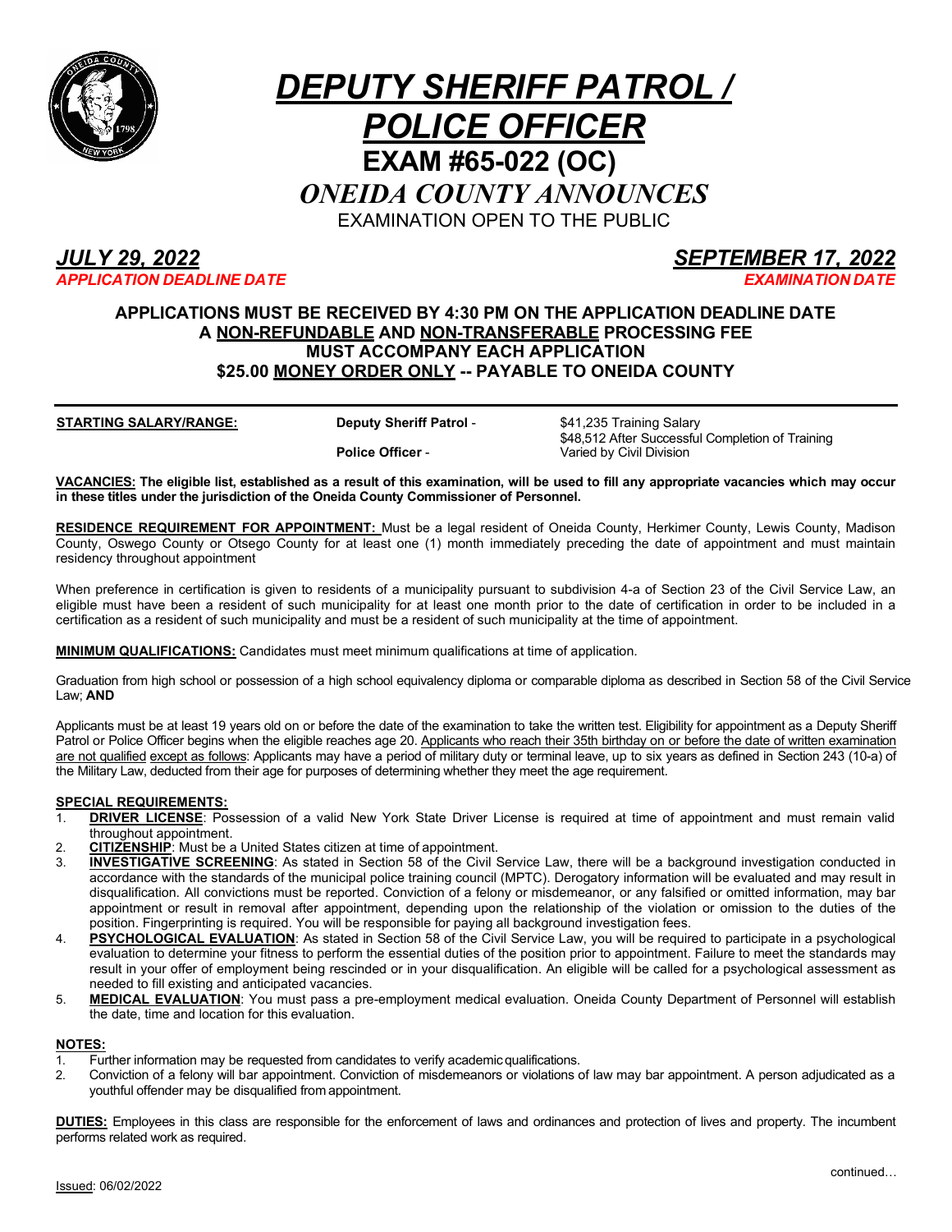# DEPUTY SHERIFF PATROL / POLICE OFFICER

## EXAM #65-022 (OC)

### *ONEIDA COUNTY ANNOUNCES*

EXAMINATION OPEN TO THE PUBLIC

***JULY 29, 2022***
***APPLICATION DEADLINE DATE***

***SEPTEMBER 17, 2022***
***EXAMINATION DATE***

**APPLICATIONS MUST BE RECEIVED BY 4:30 PM ON THE APPLICATION DEADLINE DATE**
**A NON-REFUNDABLE AND NON-TRANSFERABLE PROCESSING FEE**
**MUST ACCOMPANY EACH APPLICATION**
**$25.00 MONEY ORDER ONLY -- PAYABLE TO ONEIDA COUNTY**

---

**STARTING SALARY/RANGE:**

| | | |
|---|---|---|
| **Deuty Sheriff Patrol** - | $41,235 Training Salary<br>$48,512 After Successful Completion of Training |
| **Police Officer** - | Varied by Civil Division |

**VACANCIES: The eligible list, established as a result of this examination, will be used to fill any appropriate vacancies which may occur in these titles under the jurisdiction of the Oneida County Commissioner of Personnel.**

**RESIDENCE REQUIREMENT FOR APPOINTMENT:** Must be a legal resident of Oneida County, Herkimer County, Lewis County, Madison County, Oswego County or Otsego County for at least one (1) month immediately preceding the date of appointment and must maintain residency throughout appointment

When preference in certification is given to residents of a municipality pursuant to subdivision 4-a of Section 23 of the Civil Service Law, an eligible must have been a resident of such municipality for at least one month prior to the date of certification in order to be included in a certification as a resident of such municipality and must be a resident of such municipality at the time of appointment.

**MINIMUM QUALIFICATIONS:** Candidates must meet minimum qualifications at time of application.

Graduation from high school or possession of a high school equivalency diploma or comparable diploma as described in Section 58 of the Civil Service Law; **AND**

Applicants must be at least 19 years old on or before the date of the examination to take the written test. Eligibility for appointment as a Deputy Sheriff Patrol or Police Officer begins when the eligible reaches age 20. Applicants who reach their 35th birthday on or before the date of written examination are not qualified except as follows: Applicants may have a period of military duty or terminal leave, up to six years as defined in Section 243 (10-a) of the Military Law, deducted from their age for purposes of determining whether they meet the age requirement.

**SPECIAL REQUIREMENTS:**

1. **DRIVER LICENSE**: Possession of a valid New York State Driver License is required at time of appointment and must remain valid throughout appointment.
2. **CITIZENSHIP**: Must be a United States citizen at time of appointment.
3. **INVESTIGATIVE SCREENING**: As stated in Section 58 of the Civil Service Law, there will be a background investigation conducted in accordance with the standards of the municipal police training council (MPTC). Derogatory information will be evaluated and may result in disqualification. All convictions must be reported. Conviction of a felony or misdemeanor, or any falsified or omitted information, may bar appointment or result in removal after appointment, depending upon the relationship of the violation or omission to the duties of the position. Fingerprinting is required. You will be responsible for paying all background investigation fees.
4. **PSYCHOLOGICAL EVALUATION**: As stated in Section 58 of the Civil Service Law, you will be required to participate in a psychological evaluation to determine your fitness to perform the essential duties of the position prior to appointment. Failure to meet the standards may result in your offer of employment being rescinded or in your disqualification. An eligible will be called for a psychological assessment as needed to fill existing and anticipated vacancies.
5. **MEDICAL EVALUATION**: You must pass a pre-employment medical evaluation. Oneida County Department of Personnel will establish the date, time and location for this evaluation.

**NOTES:**

1. Further information may be requested from candidates to verify academic qualifications.
2. Conviction of a felony will bar appointment. Conviction of misdemeanors or violations of law may bar appointment. A person adjudicated as a youthful offender may be disqualified from appointment.

**DUTIES:** Employees in this class are responsible for the enforcement of laws and ordinances and protection of lives and property. The incumbent performs related work as required.

Issued: 06/02/2022

continued…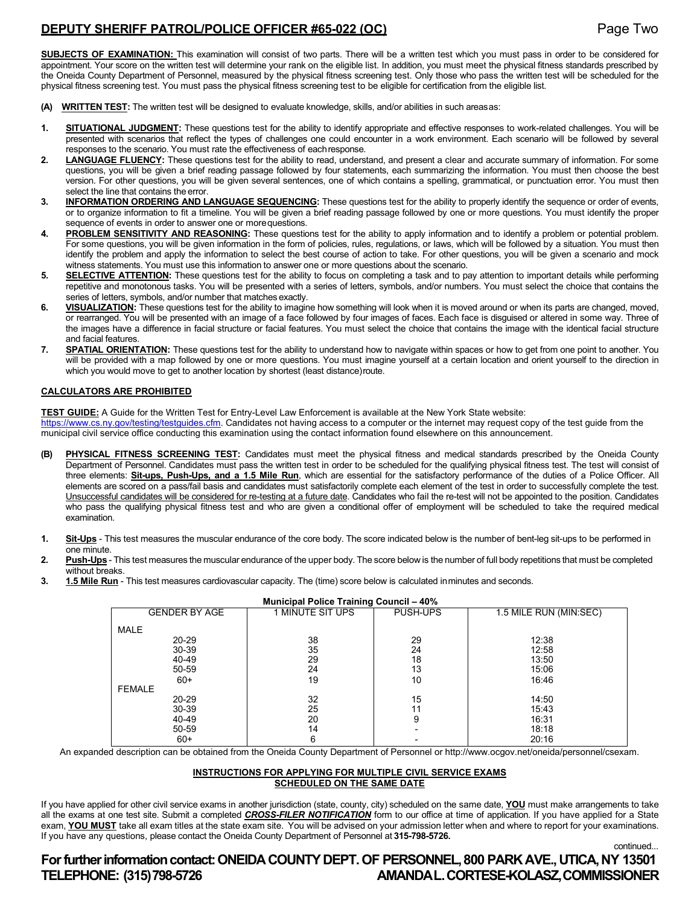**SUBJECTS OF EXAMINATION:** This examination will consist of two parts. There will be a written test which you must pass in order to be considered for appointment. Your score on the written test will determine your rank on the eligible list. In addition, you must meet the physical fitness standards prescribed by the Oneida County Department of Personnel, measured by the physical fitness screening test. Only those who pass the written test will be scheduled for the physical fitness screening test. You must pass the physical fitness screening test to be eligible for certification from the eligible list.

**(A) WRITTEN TEST:** The written test will be designed to evaluate knowledge, skills, and/or abilities in such areas as:

1. **SITUATIONAL JUDGMENT:** These questions test for the ability to identify appropriate and effective responses to work-related challenges. You will be presented with scenarios that reflect the types of challenges one could encounter in a work environment. Each scenario will be followed by several responses to the scenario. You must rate the effectiveness of each response.
2. **LANGUAGE FLUENCY:** These questions test for the ability to read, understand, and present a clear and accurate summary of information. For some questions, you will be given a brief reading passage followed by four statements, each summarizing the information. You must then choose the best version. For other questions, you will be given several sentences, one of which contains a spelling, grammatical, or punctuation error. You must then select the line that contains the error.
3. **INFORMATION ORDERING AND LANGUAGE SEQUENCING:** These questions test for the ability to properly identify the sequence or order of events, or to organize information to fit a timeline. You will be given a brief reading passage followed by one or more questions. You must identify the proper sequence of events in order to answer one or more questions.
4. **PROBLEM SENSITIVITY AND REASONING:** These questions test for the ability to apply information and to identify a problem or potential problem. For some questions, you will be given information in the form of policies, rules, regulations, or laws, which will be followed by a situation. You must then identify the problem and apply the information to select the best course of action to take. For other questions, you will be given a scenario and mock witness statements. You must use this information to answer one or more questions about the scenario.
5. **SELECTIVE ATTENTION:** These questions test for the ability to focus on completing a task and to pay attention to important details while performing repetitive and monotonous tasks. You will be presented with a series of letters, symbols, and/or numbers. You must select the choice that contains the series of letters, symbols, and/or number that matches exactly.
6. **VISUALIZATION:** These questions test for the ability to imagine how something will look when it is moved around or when its parts are changed, moved, or rearranged. You will be presented with an image of a face followed by four images of faces. Each face is disguised or altered in some way. Three of the images have a difference in facial structure or facial features. You must select the choice that contains the image with the identical facial structure and facial features.
7. **SPATIAL ORIENTATION:** These questions test for the ability to understand how to navigate within spaces or how to get from one point to another. You will be provided with a map followed by one or more questions. You must imagine yourself at a certain location and orient yourself to the direction in which you would move to get to another location by shortest (least distance) route.

**CALCULATORS ARE PROHIBITED**

**TEST GUIDE:** A Guide for the Written Test for Entry-Level Law Enforcement is available at the New York State website: https://www.cs.ny.gov/testing/testguides.cfm. Candidates not having access to a computer or the internet may request copy of the test guide from the municipal civil service office conducting this examination using the contact information found elsewhere on this announcement.

**(B) PHYSICAL FITNESS SCREENING TEST:** Candidates must meet the physical fitness and medical standards prescribed by the Oneida County Department of Personnel. Candidates must pass the written test in order to be scheduled for the qualifying physical fitness test. The test will consist of three elements: **Sit-ups, Push-Ups, and a 1.5 Mile Run**, which are essential for the satisfactory performance of the duties of a Police Officer. All elements are scored on a pass/fail basis and candidates must satisfactorily complete each element of the test in order to successfully complete the test. Unsuccessful candidates will be considered for re-testing at a future date. Candidates who fail the re-test will not be appointed to the position. Candidates who pass the qualifying physical fitness test and who are given a conditional offer of employment will be scheduled to take the required medical examination.

1. **Sit-Ups** - This test measures the muscular endurance of the core body. The score indicated below is the number of bent-leg sit-ups to be performed in one minute.
2. **Push-Ups** - This test measures the muscular endurance of the upper body. The score below is the number of full body repetitions that must be completed without breaks.
3. **1.5 Mile Run** - This test measures cardiovascular capacity. The (time) score below is calculated in minutes and seconds.

**Municipal Police Training Council – 40%**

| GENDER BY AGE | 1 MINUTE SIT UPS | PUSH-UPS | 1.5 MILE RUN (MIN:SEC) |
|---|---|---|---|
| MALE | | | |
| 20-29 | 38 | 29 | 12:38 |
| 30-39 | 35 | 24 | 12:58 |
| 40-49 | 29 | 18 | 13:50 |
| 50-59 | 24 | 13 | 15:06 |
| 60+ | 19 | 10 | 16:46 |
| FEMALE | | | |
| 20-29 | 32 | 15 | 14:50 |
| 30-39 | 25 | 11 | 15:43 |
| 40-49 | 20 | 9 | 16:31 |
| 50-59 | 14 | - | 18:18 |
| 60+ | 6 | - | 20:16 |

An expanded description can be obtained from the Oneida County Department of Personnel or http://www.ocgov.net/oneida/personnel/csexam.

**INSTRUCTIONS FOR APPLYING FOR MULTIPLE CIVIL SERVICE EXAMS SCHEDULED ON THE SAME DATE**

If you have applied for other civil service exams in another jurisdiction (state, county, city) scheduled on the same date, **YOU** must make arrangements to take all the exams at one test site. Submit a completed ***CROSS-FILER NOTIFICATION*** form to our office at time of application. If you have applied for a State exam, **YOU MUST** take all exam titles at the state exam site. You will be advised on your admission letter when and where to report for your examinations. If you have any questions, please contact the Oneida County Department of Personnel at **315-798-5726.**

continued...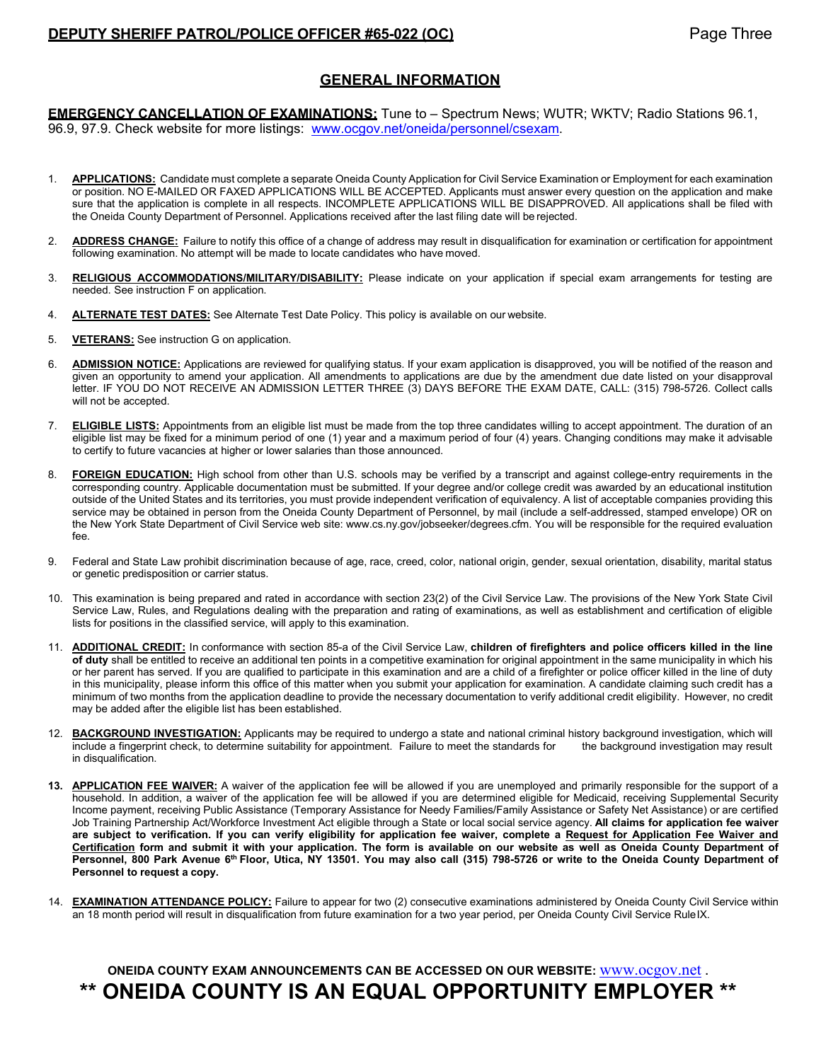## GENERAL INFORMATION

**EMERGENCY CANCELLATION OF EXAMINATIONS:** Tune to – Spectrum News; WUTR; WKTV; Radio Stations 96.1, 96.9, 97.9. Check website for more listings: www.ocgov.net/oneida/personnel/csexam.

1. **APPLICATIONS:** Candidate must complete a separate Oneida County Application for Civil Service Examination or Employment for each examination or position. NO E-MAILED OR FAXED APPLICATIONS WILL BE ACCEPTED. Applicants must answer every question on the application and make sure that the application is complete in all respects. INCOMPLETE APPLICATIONS WILL BE DISAPPROVED. All applications shall be filed with the Oneida County Department of Personnel. Applications received after the last filing date will be rejected.

2. **ADDRESS CHANGE:** Failure to notify this office of a change of address may result in disqualification for examination or certification for appointment following examination. No attempt will be made to locate candidates who have moved.

3. **RELIGIOUS ACCOMMODATIONS/MILITARY/DISABILITY:** Please indicate on your application if special exam arrangements for testing are needed. See instruction F on application.

4. **ALTERNATE TEST DATES:** See Alternate Test Date Policy. This policy is available on our website.

5. **VETERANS:** See instruction G on application.

6. **ADMISSION NOTICE:** Applications are reviewed for qualifying status. If your exam application is disapproved, you will be notified of the reason and given an opportunity to amend your application. All amendments to applications are due by the amendment due date listed on your disapproval letter. IF YOU DO NOT RECEIVE AN ADMISSION LETTER THREE (3) DAYS BEFORE THE EXAM DATE, CALL: (315) 798-5726. Collect calls will not be accepted.

7. **ELIGIBLE LISTS:** Appointments from an eligible list must be made from the top three candidates willing to accept appointment. The duration of an eligible list may be fixed for a minimum period of one (1) year and a maximum period of four (4) years. Changing conditions may make it advisable to certify to future vacancies at higher or lower salaries than those announced.

8. **FOREIGN EDUCATION:** High school from other than U.S. schools may be verified by a transcript and against college-entry requirements in the corresponding country. Applicable documentation must be submitted. If your degree and/or college credit was awarded by an educational institution outside of the United States and its territories, you must provide independent verification of equivalency. A list of acceptable companies providing this service may be obtained in person from the Oneida County Department of Personnel, by mail (include a self-addressed, stamped envelope) OR on the New York State Department of Civil Service web site: www.cs.ny.gov/jobseeker/degrees.cfm. You will be responsible for the required evaluation fee.

9. Federal and State Law prohibit discrimination because of age, race, creed, color, national origin, gender, sexual orientation, disability, marital status or genetic predisposition or carrier status.

10. This examination is being prepared and rated in accordance with section 23(2) of the Civil Service Law. The provisions of the New York State Civil Service Law, Rules, and Regulations dealing with the preparation and rating of examinations, as well as establishment and certification of eligible lists for positions in the classified service, will apply to this examination.

11. **ADDITIONAL CREDIT:** In conformance with section 85-a of the Civil Service Law, **children of firefighters and police officers killed in the line of duty** shall be entitled to receive an additional ten points in a competitive examination for original appointment in the same municipality in which his or her parent has served. If you are qualified to participate in this examination and are a child of a firefighter or police officer killed in the line of duty in this municipality, please inform this office of this matter when you submit your application for examination. A candidate claiming such credit has a minimum of two months from the application deadline to provide the necessary documentation to verify additional credit eligibility. However, no credit may be added after the eligible list has been established.

12. **BACKGROUND INVESTIGATION:** Applicants may be required to undergo a state and national criminal history background investigation, which will include a fingerprint check, to determine suitability for appointment. Failure to meet the standards for the background investigation may result in disqualification.

13. **APPLICATION FEE WAIVER:** A waiver of the application fee will be allowed if you are unemployed and primarily responsible for the support of a household. In addition, a waiver of the application fee will be allowed if you are determined eligible for Medicaid, receiving Supplemental Security Income payment, receiving Public Assistance (Temporary Assistance for Needy Families/Family Assistance or Safety Net Assistance) or are certified Job Training Partnership Act/Workforce Investment Act eligible through a State or local social service agency. **All claims for application fee waiver are subject to verification. If you can verify eligibility for application fee waiver, complete a Request for Application Fee Waiver and Certification form and submit it with your application. The form is available on our website as well as Oneida County Department of Personnel, 800 Park Avenue 6th Floor, Utica, NY 13501. You may also call (315) 798-5726 or write to the Oneida County Department of Personnel to request a copy.**

14. **EXAMINATION ATTENDANCE POLICY:** Failure to appear for two (2) consecutive examinations administered by Oneida County Civil Service within an 18 month period will result in disqualification from future examination for a two year period, per Oneida County Civil Service Rule IX.

**ONEIDA COUNTY EXAM ANNOUNCEMENTS CAN BE ACCESSED ON OUR WEBSITE:** www.ocgov.net .

**\*\* ONEIDA COUNTY IS AN EQUAL OPPORTUNITY EMPLOYER \*\***